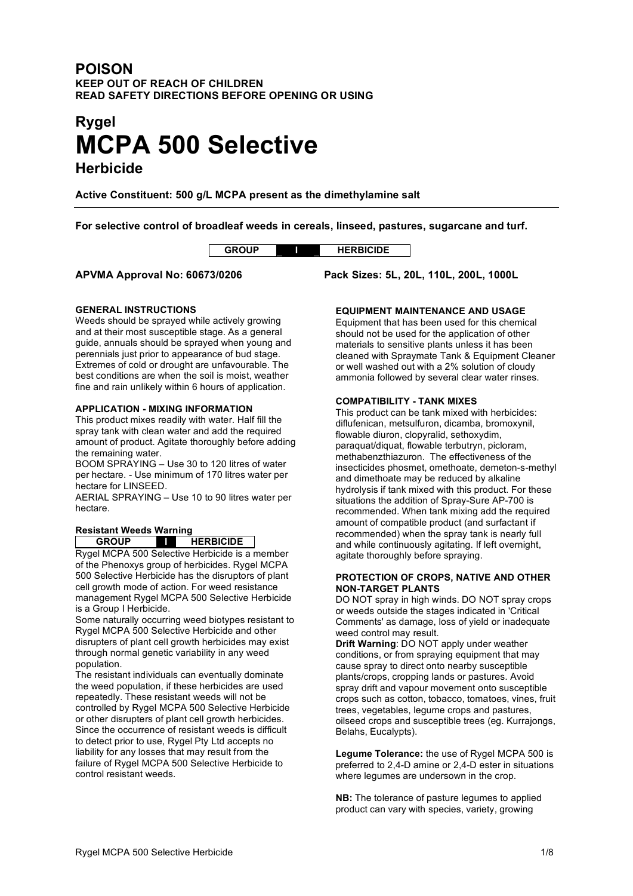**POISON**
**KEEP OUT OF REACH OF CHILDREN**
**READ SAFETY DIRECTIONS BEFORE OPENING OR USING**

# Rygel
# MCPA 500 Selective
## Herbicide

**Active Constituent: 500 g/L MCPA present as the dimethylamine salt**

---

**For selective control of broadleaf weeds in cereals, linseed, pastures, sugarcane and turf.**

| GROUP | I | HERBICIDE |
|---|---|---|

**APVMA Approval No: 60673/0206** **Pack Sizes: 5L, 20L, 110L, 200L, 1000L**

### GENERAL INSTRUCTIONS

Weeds should be sprayed while actively growing and at their most susceptible stage. As a general guide, annuals should be sprayed when young and perennials just prior to appearance of bud stage. Extremes of cold or drought are unfavourable. The best conditions are when the soil is moist, weather fine and rain unlikely within 6 hours of application.

### APPLICATION - MIXING INFORMATION

This product mixes readily with water. Half fill the spray tank with clean water and add the required amount of product. Agitate thoroughly before adding the remaining water.

BOOM SPRAYING – Use 30 to 120 litres of water per hectare. - Use minimum of 170 litres water per hectare for LINSEED.

AERIAL SPRAYING – Use 10 to 90 litres water per hectare.

### Resistant Weeds Warning

| GROUP | I | HERBICIDE |
|---|---|---|

Rygel MCPA 500 Selective Herbicide is a member of the Phenoxys group of herbicides. Rygel MCPA 500 Selective Herbicide has the disruptors of plant cell growth mode of action. For weed resistance management Rygel MCPA 500 Selective Herbicide is a Group I Herbicide.

Some naturally occurring weed biotypes resistant to Rygel MCPA 500 Selective Herbicide and other disrupters of plant cell growth herbicides may exist through normal genetic variability in any weed population.

The resistant individuals can eventually dominate the weed population, if these herbicides are used repeatedly. These resistant weeds will not be controlled by Rygel MCPA 500 Selective Herbicide or other disrupters of plant cell growth herbicides. Since the occurrence of resistant weeds is difficult to detect prior to use, Rygel Pty Ltd accepts no liability for any losses that may result from the failure of Rygel MCPA 500 Selective Herbicide to control resistant weeds.

### EQUIPMENT MAINTENANCE AND USAGE

Equipment that has been used for this chemical should not be used for the application of other materials to sensitive plants unless it has been cleaned with Spraymate Tank & Equipment Cleaner or well washed out with a 2% solution of cloudy ammonia followed by several clear water rinses.

### COMPATIBILITY - TANK MIXES

This product can be tank mixed with herbicides: diflufenican, metsulfuron, dicamba, bromoxynil, flowable diuron, clopyralid, sethoxydim, paraquat/diquat, flowable terbutryn, picloram, methabenzthiazuron. The effectiveness of the insecticides phosmet, omethoate, demeton-s-methyl and dimethoate may be reduced by alkaline hydrolysis if tank mixed with this product. For these situations the addition of Spray-Sure AP-700 is recommended. When tank mixing add the required amount of compatible product (and surfactant if recommended) when the spray tank is nearly full and while continuously agitating. If left overnight, agitate thoroughly before spraying.

### PROTECTION OF CROPS, NATIVE AND OTHER NON-TARGET PLANTS

DO NOT spray in high winds. DO NOT spray crops or weeds outside the stages indicated in 'Critical Comments' as damage, loss of yield or inadequate weed control may result.

**Drift Warning**: DO NOT apply under weather conditions, or from spraying equipment that may cause spray to direct onto nearby susceptible plants/crops, cropping lands or pastures. Avoid spray drift and vapour movement onto susceptible crops such as cotton, tobacco, tomatoes, vines, fruit trees, vegetables, legume crops and pastures, oilseed crops and susceptible trees (eg. Kurrajongs, Belahs, Eucalypts).

**Legume Tolerance:** the use of Rygel MCPA 500 is preferred to 2,4-D amine or 2,4-D ester in situations where legumes are undersown in the crop.

**NB:** The tolerance of pasture legumes to applied product can vary with species, variety, growing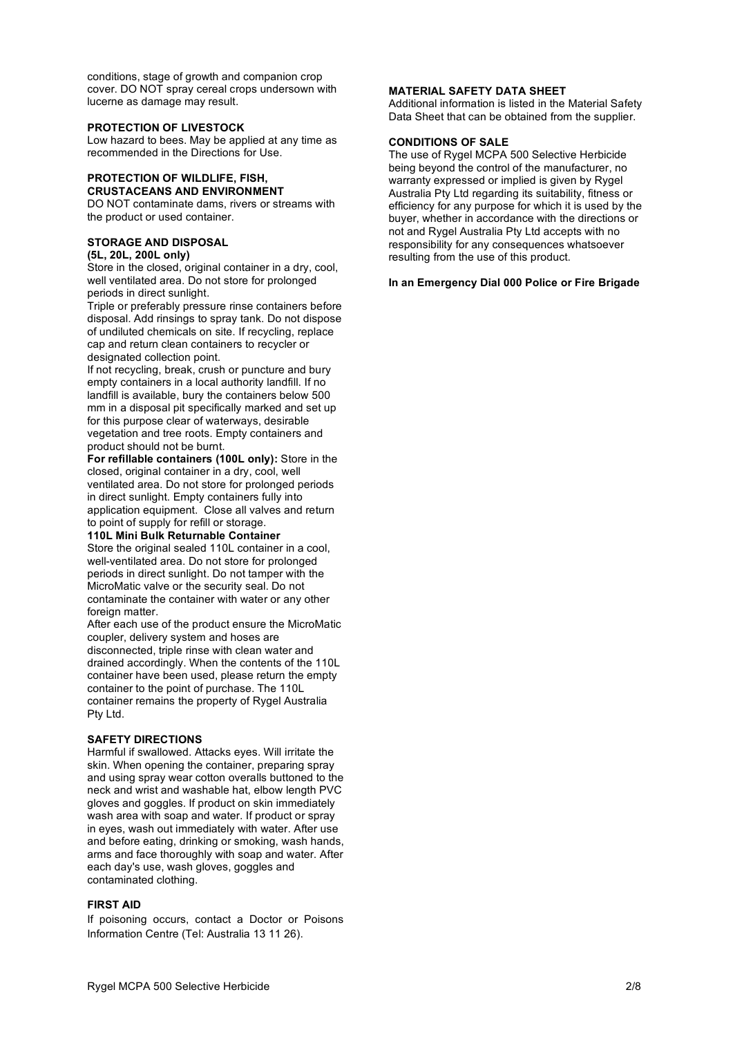conditions, stage of growth and companion crop cover. DO NOT spray cereal crops undersown with lucerne as damage may result.

**PROTECTION OF LIVESTOCK**

Low hazard to bees. May be applied at any time as recommended in the Directions for Use.

**PROTECTION OF WILDLIFE, FISH, CRUSTACEANS AND ENVIRONMENT**

DO NOT contaminate dams, rivers or streams with the product or used container.

**STORAGE AND DISPOSAL**
**(5L, 20L, 200L only)**

Store in the closed, original container in a dry, cool, well ventilated area. Do not store for prolonged periods in direct sunlight.

Triple or preferably pressure rinse containers before disposal. Add rinsings to spray tank. Do not dispose of undiluted chemicals on site. If recycling, replace cap and return clean containers to recycler or designated collection point.

If not recycling, break, crush or puncture and bury empty containers in a local authority landfill. If no landfill is available, bury the containers below 500 mm in a disposal pit specifically marked and set up for this purpose clear of waterways, desirable vegetation and tree roots. Empty containers and product should not be burnt.

**For refillable containers (100L only):** Store in the closed, original container in a dry, cool, well ventilated area. Do not store for prolonged periods in direct sunlight. Empty containers fully into application equipment. Close all valves and return to point of supply for refill or storage.

**110L Mini Bulk Returnable Container**

Store the original sealed 110L container in a cool, well-ventilated area. Do not store for prolonged periods in direct sunlight. Do not tamper with the MicroMatic valve or the security seal. Do not contaminate the container with water or any other foreign matter.

After each use of the product ensure the MicroMatic coupler, delivery system and hoses are disconnected, triple rinse with clean water and drained accordingly. When the contents of the 110L container have been used, please return the empty container to the point of purchase. The 110L container remains the property of Rygel Australia Pty Ltd.

**SAFETY DIRECTIONS**

Harmful if swallowed. Attacks eyes. Will irritate the skin. When opening the container, preparing spray and using spray wear cotton overalls buttoned to the neck and wrist and washable hat, elbow length PVC gloves and goggles. If product on skin immediately wash area with soap and water. If product or spray in eyes, wash out immediately with water. After use and before eating, drinking or smoking, wash hands, arms and face thoroughly with soap and water. After each day's use, wash gloves, goggles and contaminated clothing.

**FIRST AID**

If poisoning occurs, contact a Doctor or Poisons Information Centre (Tel: Australia 13 11 26).

**MATERIAL SAFETY DATA SHEET**

Additional information is listed in the Material Safety Data Sheet that can be obtained from the supplier.

**CONDITIONS OF SALE**

The use of Rygel MCPA 500 Selective Herbicide being beyond the control of the manufacturer, no warranty expressed or implied is given by Rygel Australia Pty Ltd regarding its suitability, fitness or efficiency for any purpose for which it is used by the buyer, whether in accordance with the directions or not and Rygel Australia Pty Ltd accepts with no responsibility for any consequences whatsoever resulting from the use of this product.

**In an Emergency Dial 000 Police or Fire Brigade**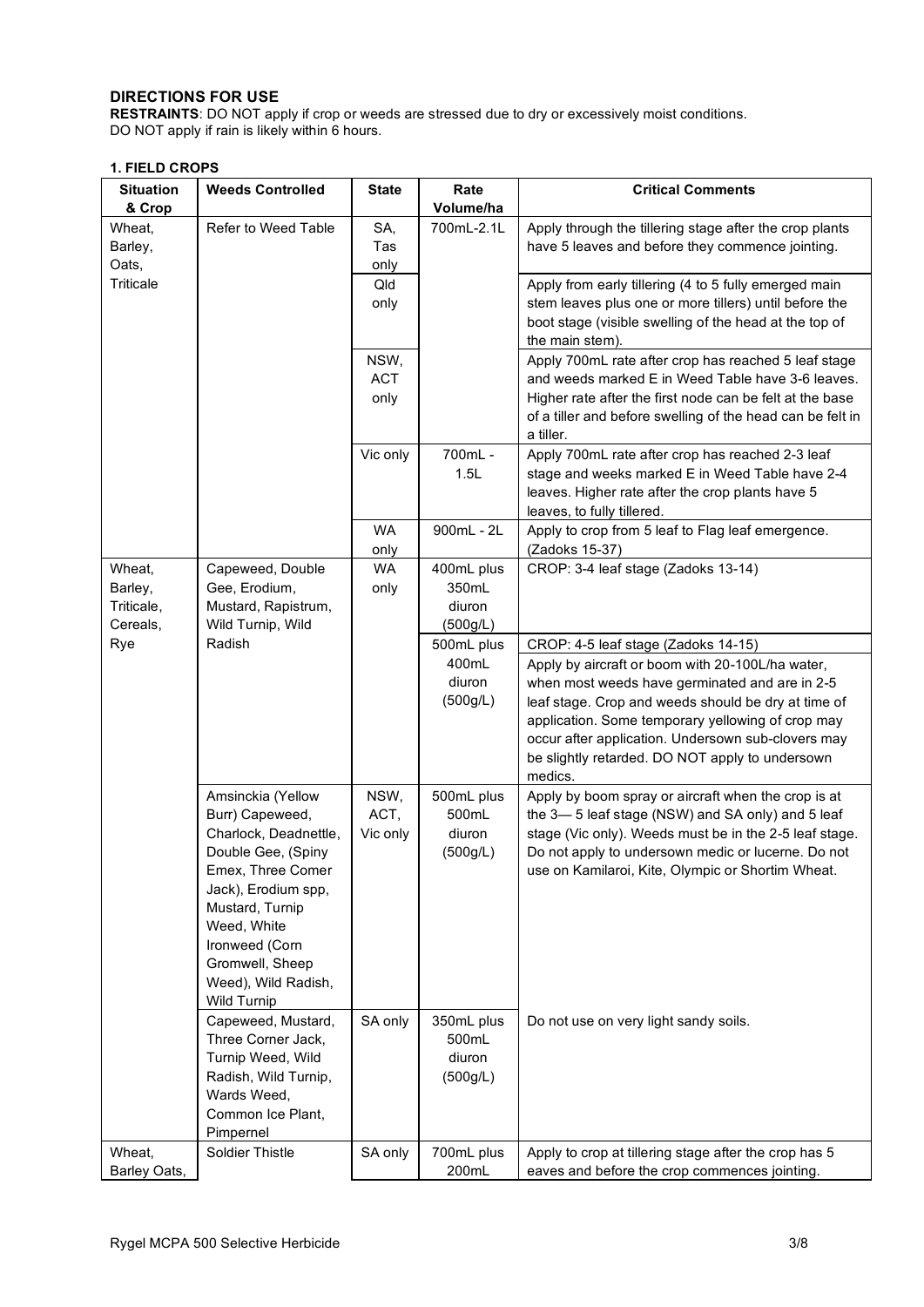## DIRECTIONS FOR USE

**RESTRAINTS**: DO NOT apply if crop or weeds are stressed due to dry or excessively moist conditions.
DO NOT apply if rain is likely within 6 hours.

### 1. FIELD CROPS

| Situation & Crop | Weeds Controlled | State | Rate Volume/ha | Critical Comments |
|---|---|---|---|---|
| Wheat, Barley, Oats, Triticale | Refer to Weed Table | SA, Tas only | 700mL-2.1L | Apply through the tillering stage after the crop plants have 5 leaves and before they commence jointing. |
| | | Qld only | | Apply from early tillering (4 to 5 fully emerged main stem leaves plus one or more tillers) until before the boot stage (visible swelling of the head at the top of the main stem). |
| | | NSW, ACT only | | Apply 700mL rate after crop has reached 5 leaf stage and weeds marked E in Weed Table have 3-6 leaves. Higher rate after the first node can be felt at the base of a tiller and before swelling of the head can be felt in a tiller. |
| | | Vic only | 700mL - 1.5L | Apply 700mL rate after crop has reached 2-3 leaf stage and weeks marked E in Weed Table have 2-4 leaves. Higher rate after the crop plants have 5 leaves, to fully tillered. |
| | | WA only | 900mL - 2L | Apply to crop from 5 leaf to Flag leaf emergence. (Zadoks 15-37) |
| Wheat, Barley, Triticale, Cereals, Rye | Capeweed, Double Gee, Erodium, Mustard, Rapistrum, Wild Turnip, Wild Radish | WA only | 400mL plus 350mL diuron (500g/L) | CROP: 3-4 leaf stage (Zadoks 13-14) |
| | | | 500mL plus 400mL diuron (500g/L) | CROP: 4-5 leaf stage (Zadoks 14-15)<br>Apply by aircraft or boom with 20-100L/ha water, when most weeds have germinated and are in 2-5 leaf stage. Crop and weeds should be dry at time of application. Some temporary yellowing of crop may occur after application. Undersown sub-clovers may be slightly retarded. DO NOT apply to undersown medics. |
| | Amsinckia (Yellow Burr) Capeweed, Charlock, Deadnettle, Double Gee, (Spiny Emex, Three Comer Jack), Erodium spp, Mustard, Turnip Weed, White Ironweed (Corn Gromwell, Sheep Weed), Wild Radish, Wild Turnip | NSW, ACT, Vic only | 500mL plus 500mL diuron (500g/L) | Apply by boom spray or aircraft when the crop is at the 3— 5 leaf stage (NSW) and SA only) and 5 leaf stage (Vic only). Weeds must be in the 2-5 leaf stage. Do not apply to undersown medic or lucerne. Do not use on Kamilaroi, Kite, Olympic or Shortim Wheat. |
| | Capeweed, Mustard, Three Corner Jack, Turnip Weed, Wild Radish, Wild Turnip, Wards Weed, Common Ice Plant, Pimpernel | SA only | 350mL plus 500mL diuron (500g/L) | Do not use on very light sandy soils. |
| Wheat, Barley Oats, | Soldier Thistle | SA only | 700mL plus 200mL | Apply to crop at tillering stage after the crop has 5 eaves and before the crop commences jointing. |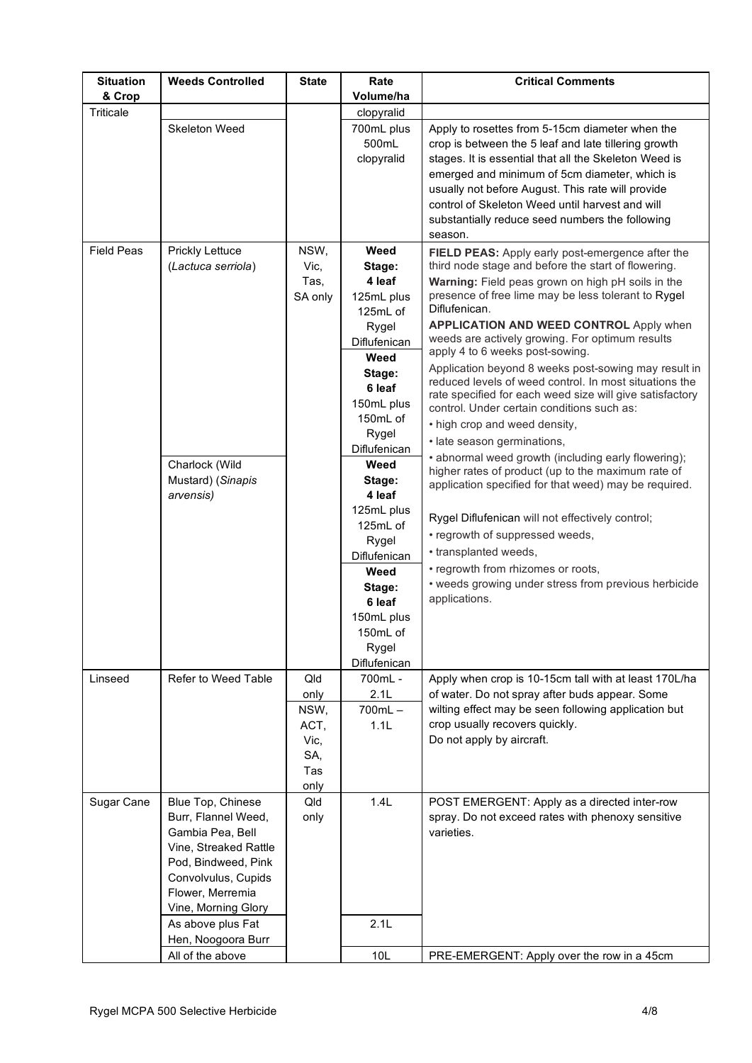| Situation & Crop | Weeds Controlled | State | Rate Volume/ha | Critical Comments |
|---|---|---|---|---|
| Triticale | | | clopyralid | |
| | Skeleton Weed | | 700mL plus 500mL clopyralid | Apply to rosettes from 5-15cm diameter when the crop is between the 5 leaf and late tillering growth stages. It is essential that all the Skeleton Weed is emerged and minimum of 5cm diameter, which is usually not before August. This rate will provide control of Skeleton Weed until harvest and will substantially reduce seed numbers the following season. |
| Field Peas | Prickly Lettuce (*Lactuca serriola*) | NSW, Vic, Tas, SA only | **Weed Stage: 4 leaf** 125mL plus 125mL of Rygel Diflufenican<br>**Weed Stage: 6 leaf** 150mL plus 150mL of Rygel Diflufenican | **FIELD PEAS:** Apply early post-emergence after the third node stage and before the start of flowering.<br>**Warning:** Field peas grown on high pH soils in the presence of free lime may be less tolerant to Rygel Diflufenican.<br>**APPLICATION AND WEED CONTROL** Apply when weeds are actively growing. For optimum results apply 4 to 6 weeks post-sowing.<br>Application beyond 8 weeks post-sowing may result in reduced levels of weed control. In most situations the rate specified for each weed size will give satisfactory control. Under certain conditions such as:<br>• high crop and weed density,<br>• late season germinations,<br>• abnormal weed growth (including early flowering); higher rates of product (up to the maximum rate of application specified for that weed) may be required.<br><br>Rygel Diflufenican will not effectively control;<br>• regrowth of suppressed weeds,<br>• transplanted weeds,<br>• regrowth from rhizomes or roots,<br>• weeds growing under stress from previous herbicide applications. |
| | Charlock (Wild Mustard) (*Sinapis arvensis)* | | **Weed Stage: 4 leaf** 125mL plus 125mL of Rygel Diflufenican<br>**Weed Stage: 6 leaf** 150mL plus 150mL of Rygel Diflufenican | |
| Linseed | Refer to Weed Table | Qld only | 700mL - 2.1L | Apply when crop is 10-15cm tall with at least 170L/ha of water. Do not spray after buds appear. Some wilting effect may be seen following application but crop usually recovers quickly.<br>Do not apply by aircraft. |
| | | NSW, ACT, Vic, SA, Tas only | 700mL – 1.1L | |
| Sugar Cane | Blue Top, Chinese Burr, Flannel Weed, Gambia Pea, Bell Vine, Streaked Rattle Pod, Bindweed, Pink Convolvulus, Cupids Flower, Merremia Vine, Morning Glory | Qld only | 1.4L | POST EMERGENT: Apply as a directed inter-row spray. Do not exceed rates with phenoxy sensitive varieties. |
| | As above plus Fat Hen, Noogoora Burr | | 2.1L | |
| | All of the above | | 10L | PRE-EMERGENT: Apply over the row in a 45cm |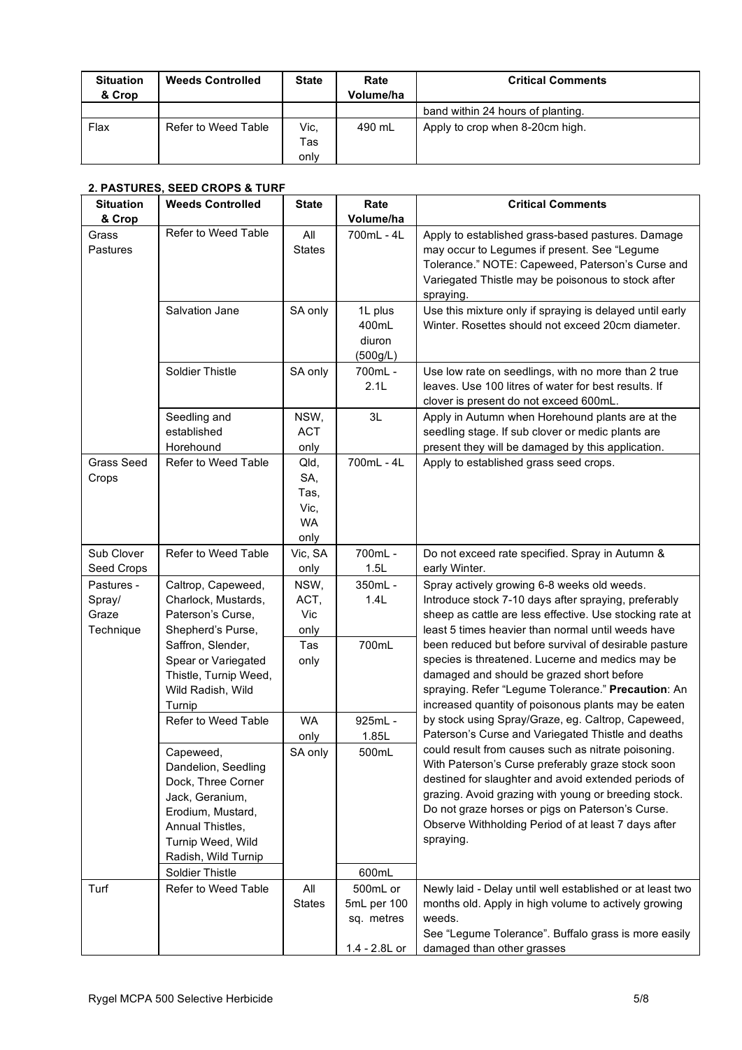| Situation & Crop | Weeds Controlled | State | Rate Volume/ha | Critical Comments |
|---|---|---|---|---|
| | | | | band within 24 hours of planting. |
| Flax | Refer to Weed Table | Vic, Tas only | 490 mL | Apply to crop when 8-20cm high. |

**2. PASTURES, SEED CROPS & TURF**

| Situation & Crop | Weeds Controlled | State | Rate Volume/ha | Critical Comments |
|---|---|---|---|---|
| Grass Pastures | Refer to Weed Table | All States | 700mL - 4L | Apply to established grass-based pastures. Damage may occur to Legumes if present. See "Legume Tolerance." NOTE: Capeweed, Paterson's Curse and Variegated Thistle may be poisonous to stock after spraying. |
| | Salvation Jane | SA only | 1L plus 400mL diuron (500g/L) | Use this mixture only if spraying is delayed until early Winter. Rosettes should not exceed 20cm diameter. |
| | Soldier Thistle | SA only | 700mL - 2.1L | Use low rate on seedlings, with no more than 2 true leaves. Use 100 litres of water for best results. If clover is present do not exceed 600mL. |
| | Seedling and established Horehound | NSW, ACT only | 3L | Apply in Autumn when Horehound plants are at the seedling stage. If sub clover or medic plants are present they will be damaged by this application. |
| Grass Seed Crops | Refer to Weed Table | Qld, SA, Tas, Vic, WA only | 700mL - 4L | Apply to established grass seed crops. |
| Sub Clover Seed Crops | Refer to Weed Table | Vic, SA only | 700mL - 1.5L | Do not exceed rate specified. Spray in Autumn & early Winter. |
| Pastures - Spray/ Graze Technique | Caltrop, Capeweed, Charlock, Mustards, Paterson's Curse, Shepherd's Purse, Saffron, Slender, Spear or Variegated Thistle, Turnip Weed, Wild Radish, Wild Turnip | NSW, ACT, Vic only | 350mL - 1.4L | Spray actively growing 6-8 weeks old weeds. Introduce stock 7-10 days after spraying, preferably sheep as cattle are less effective. Use stocking rate at least 5 times heavier than normal until weeds have been reduced but before survival of desirable pasture species is threatened. Lucerne and medics may be damaged and should be grazed short before spraying. Refer "Legume Tolerance." **Precaution**: An increased quantity of poisonous plants may be eaten by stock using Spray/Graze, eg. Caltrop, Capeweed, Paterson's Curse and Variegated Thistle and deaths could result from causes such as nitrate poisoning. With Paterson's Curse preferably graze stock soon destined for slaughter and avoid extended periods of grazing. Avoid grazing with young or breeding stock. Do not graze horses or pigs on Paterson's Curse. Observe Withholding Period of at least 7 days after spraying. |
| | | Tas only | 700mL | |
| | Refer to Weed Table | WA only | 925mL - 1.85L | |
| | Capeweed, Dandelion, Seedling Dock, Three Corner Jack, Geranium, Erodium, Mustard, Annual Thistles, Turnip Weed, Wild Radish, Wild Turnip | SA only | 500mL | |
| | Soldier Thistle | | 600mL | |
| Turf | Refer to Weed Table | All States | 500mL or 5mL per 100 sq. metres<br><br>1.4 - 2.8L or | Newly laid - Delay until well established or at least two months old. Apply in high volume to actively growing weeds.<br>See "Legume Tolerance". Buffalo grass is more easily damaged than other grasses |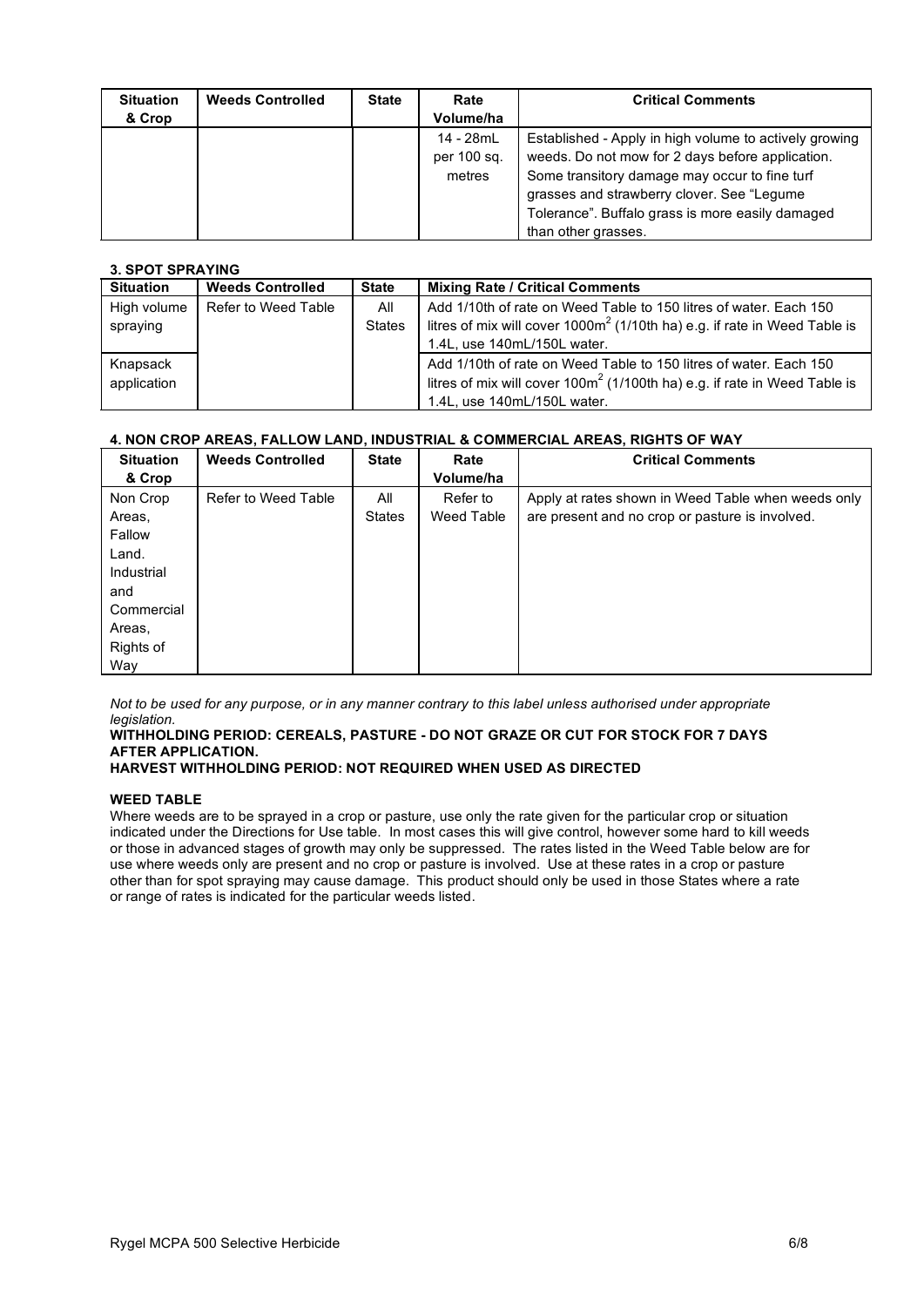| Situation & Crop | Weeds Controlled | State | Rate Volume/ha | Critical Comments |
|---|---|---|---|---|
| | | | 14 - 28mL per 100 sq. metres | Established - Apply in high volume to actively growing weeds. Do not mow for 2 days before application. Some transitory damage may occur to fine turf grasses and strawberry clover. See "Legume Tolerance". Buffalo grass is more easily damaged than other grasses. |

### 3. SPOT SPRAYING

| Situation | Weeds Controlled | State | Mixing Rate / Critical Comments |
|---|---|---|---|
| High volume spraying | Refer to Weed Table | All States | Add 1/10th of rate on Weed Table to 150 litres of water. Each 150 litres of mix will cover 1000m$^2$ (1/10th ha) e.g. if rate in Weed Table is 1.4L, use 140mL/150L water. |
| Knapsack application | | | Add 1/10th of rate on Weed Table to 150 litres of water. Each 150 litres of mix will cover 100m$^2$ (1/100th ha) e.g. if rate in Weed Table is 1.4L, use 140mL/150L water. |

### 4. NON CROP AREAS, FALLOW LAND, INDUSTRIAL & COMMERCIAL AREAS, RIGHTS OF WAY

| Situation & Crop | Weeds Controlled | State | Rate Volume/ha | Critical Comments |
|---|---|---|---|---|
| Non Crop Areas, Fallow Land. Industrial and Commercial Areas, Rights of Way | Refer to Weed Table | All States | Refer to Weed Table | Apply at rates shown in Weed Table when weeds only are present and no crop or pasture is involved. |

*Not to be used for any purpose, or in any manner contrary to this label unless authorised under appropriate legislation.*

**WITHHOLDING PERIOD: CEREALS, PASTURE - DO NOT GRAZE OR CUT FOR STOCK FOR 7 DAYS AFTER APPLICATION.**

**HARVEST WITHHOLDING PERIOD: NOT REQUIRED WHEN USED AS DIRECTED**

**WEED TABLE**

Where weeds are to be sprayed in a crop or pasture, use only the rate given for the particular crop or situation indicated under the Directions for Use table. In most cases this will give control, however some hard to kill weeds or those in advanced stages of growth may only be suppressed. The rates listed in the Weed Table below are for use where weeds only are present and no crop or pasture is involved. Use at these rates in a crop or pasture other than for spot spraying may cause damage. This product should only be used in those States where a rate or range of rates is indicated for the particular weeds listed.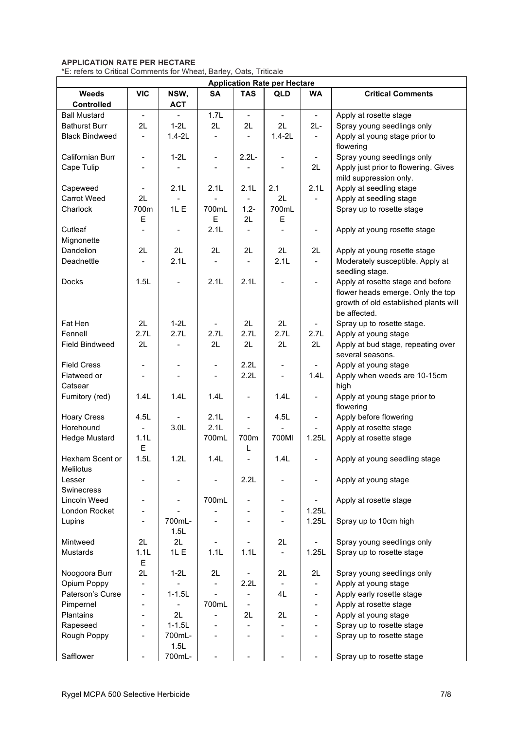**APPLICATION RATE PER HECTARE**

*E: refers to Critical Comments for Wheat, Barley, Oats, Triticale

| Application Rate per Hectare | | | | | | | |
|---|---|---|---|---|---|---|---|
| **Weeds Controlled** | **VIC** | **NSW, ACT** | **SA** | **TAS** | **QLD** | **WA** | **Critical Comments** |
| Ball Mustard | - | - | 1.7L | - | - | - | Apply at rosette stage |
| Bathurst Burr | 2L | 1-2L | 2L | 2L | 2L | 2L- | Spray young seedlings only |
| Black Bindweed | - | 1.4-2L | - | - | 1.4-2L | - | Apply at young stage prior to flowering |
| Californian Burr | - | 1-2L | - | 2.2L- | - | - | Spray young seedlings only |
| Cape Tulip | - | - | - | - | - | 2L | Apply just prior to flowering. Gives mild suppression only. |
| Capeweed | - | 2.1L | 2.1L | 2.1L | 2.1 | 2.1L | Apply at seedling stage |
| Carrot Weed | 2L | - | - | - | 2L | - | Apply at seedling stage |
| Charlock | 700m E | 1L E | 700mL E | 1.2-2L | 700mL E | | Spray up to rosette stage |
| Cutleaf Mignonette | - | - | 2.1L | - | - | - | Apply at young rosette stage |
| Dandelion | 2L | 2L | 2L | 2L | 2L | 2L | Apply at young rosette stage |
| Deadnettle | - | 2.1L | - | - | 2.1L | - | Moderately susceptible. Apply at seedling stage. |
| Docks | 1.5L | - | 2.1L | 2.1L | - | - | Apply at rosette stage and before flower heads emerge. Only the top growth of old established plants will be affected. |
| Fat Hen | 2L | 1-2L | - | 2L | 2L | - | Spray up to rosette stage. |
| Fennell | 2.7L | 2.7L | 2.7L | 2.7L | 2.7L | 2.7L | Apply at young stage |
| Field Bindweed | 2L | - | 2L | 2L | 2L | 2L | Apply at bud stage, repeating over several seasons. |
| Field Cress | - | - | - | 2.2L | - | - | Apply at young stage |
| Flatweed or Catsear | - | - | - | 2.2L | - | 1.4L | Apply when weeds are 10-15cm high |
| Fumitory (red) | 1.4L | 1.4L | 1.4L | - | 1.4L | - | Apply at young stage prior to flowering |
| Hoary Cress | 4.5L | - | 2.1L | - | 4.5L | - | Apply before flowering |
| Horehound | - | 3.0L | 2.1L | - | - | - | Apply at rosette stage |
| Hedge Mustard | 1.1L E | | 700mL | 700mL | 700Ml | 1.25L | Apply at rosette stage |
| Hexham Scent or Melilotus | 1.5L | 1.2L | 1.4L | - | 1.4L | - | Apply at young seedling stage |
| Lesser Swinecress | - | - | - | 2.2L | - | - | Apply at young stage |
| Lincoln Weed | - | - | 700mL | - | - | - | Apply at rosette stage |
| London Rocket | - | - | - | - | - | 1.25L | |
| Lupins | - | 700mL-1.5L | - | - | - | 1.25L | Spray up to 10cm high |
| Mintweed | 2L | 2L | - | - | 2L | - | Spray young seedlings only |
| Mustards | 1.1L E | 1L E | 1.1L | 1.1L | - | 1.25L | Spray up to rosette stage |
| Noogoora Burr | 2L | 1-2L | 2L | - | 2L | 2L | Spray young seedlings only |
| Opium Poppy | - | - | - | 2.2L | - | - | Apply at young stage |
| Paterson's Curse | - | 1-1.5L | - | - | 4L | - | Apply early rosette stage |
| Pimpernel | - | - | 700mL | - | | - | Apply at rosette stage |
| Plantains | - | 2L | - | 2L | 2L | - | Apply at young stage |
| Rapeseed | - | 1-1.5L | - | - | - | - | Spray up to rosette stage |
| Rough Poppy | - | 700mL-1.5L | - | - | - | - | Spray up to rosette stage |
| Safflower | - | 700mL- | - | - | - | - | Spray up to rosette stage |

Rygel MCPA 500 Selective Herbicide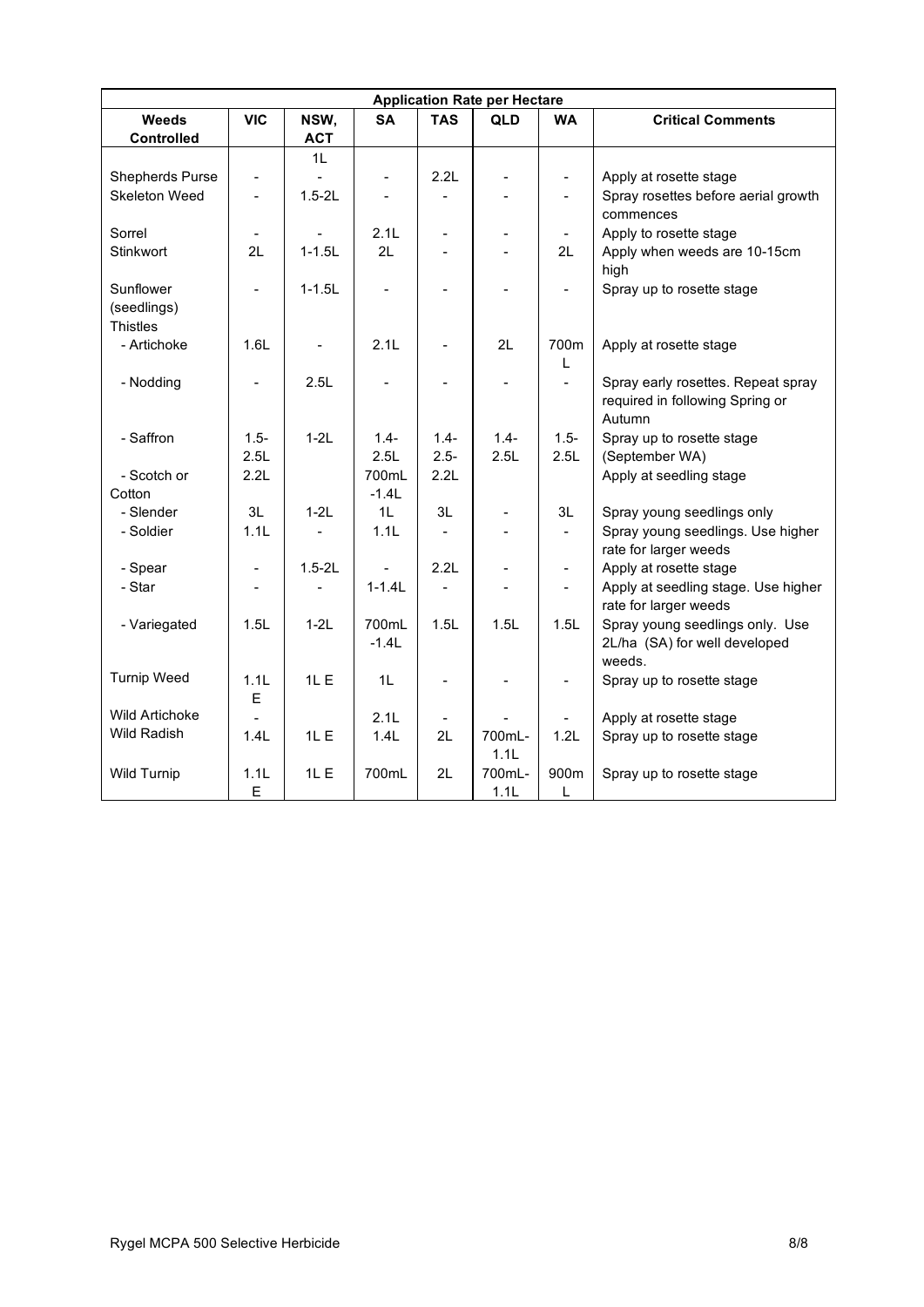| Application Rate per Hectare | | | | | | | |
|---|---|---|---|---|---|---|---|
| **Weeds Controlled** | **VIC** | **NSW, ACT** | **SA** | **TAS** | **QLD** | **WA** | **Critical Comments** |
| | | 1L | | | | | |
| Shepherds Purse | - | - | - | 2.2L | - | - | Apply at rosette stage |
| Skeleton Weed | - | 1.5-2L | - | - | - | - | Spray rosettes before aerial growth commences |
| Sorrel | - | - | 2.1L | - | - | - | Apply to rosette stage |
| Stinkwort | 2L | 1-1.5L | 2L | - | - | 2L | Apply when weeds are 10-15cm high |
| Sunflower (seedlings) | - | 1-1.5L | - | - | - | - | Spray up to rosette stage |
| Thistles | | | | | | | |
| - Artichoke | 1.6L | - | 2.1L | - | 2L | 700mL | Apply at rosette stage |
| - Nodding | - | 2.5L | - | - | - | - | Spray early rosettes. Repeat spray required in following Spring or Autumn |
| - Saffron | 1.5-2.5L | 1-2L | 1.4-2.5L | 1.4-2.5- | 1.4-2.5L | 1.5-2.5L | Spray up to rosette stage (September WA) |
| - Scotch or Cotton | 2.2L | | 700mL-1.4L | 2.2L | | | Apply at seedling stage |
| - Slender | 3L | 1-2L | 1L | 3L | - | 3L | Spray young seedlings only |
| - Soldier | 1.1L | - | 1.1L | - | - | - | Spray young seedlings. Use higher rate for larger weeds |
| - Spear | - | 1.5-2L | - | 2.2L | - | - | Apply at rosette stage |
| - Star | - | - | 1-1.4L | - | - | - | Apply at seedling stage. Use higher rate for larger weeds |
| - Variegated | 1.5L | 1-2L | 700mL-1.4L | 1.5L | 1.5L | 1.5L | Spray young seedlings only. Use 2L/ha (SA) for well developed weeds. |
| Turnip Weed | 1.1L E | 1L E | 1L | - | - | - | Spray up to rosette stage |
| Wild Artichoke | - | | 2.1L | - | - | - | Apply at rosette stage |
| Wild Radish | 1.4L | 1L E | 1.4L | 2L | 700mL-1.1L | 1.2L | Spray up to rosette stage |
| Wild Turnip | 1.1L E | 1L E | 700mL | 2L | 700mL-1.1L | 900mL | Spray up to rosette stage |